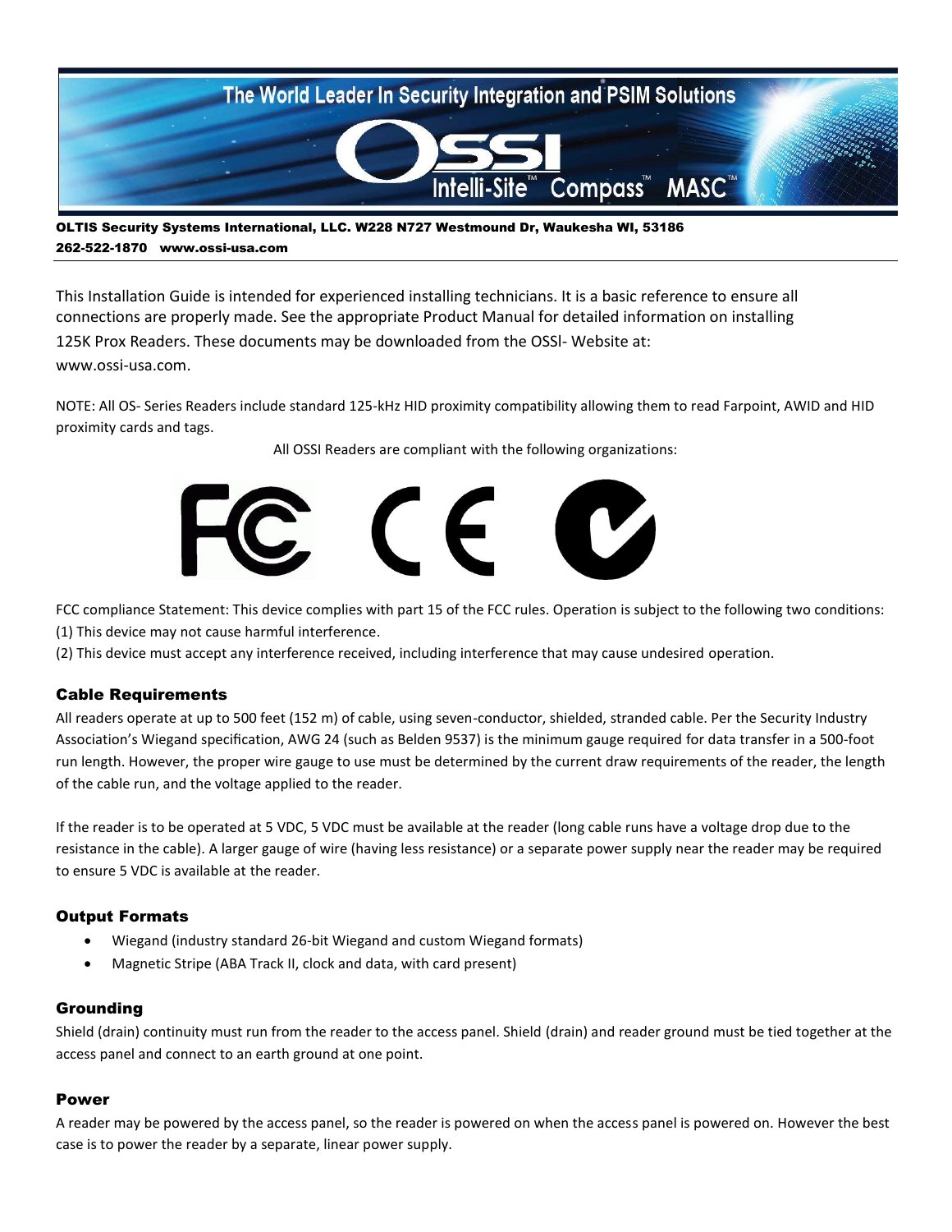The World Leader In Security Integration and PSIM Solutions

OSSI Intelli-Site™ Compass™ MASC™

**OLTIS Security Systems International, LLC. W228 N727 Westmound Dr, Waukesha WI, 53186**
**262-522-1870 www.ossi-usa.com**

This Installation Guide is intended for experienced installing technicians. It is a basic reference to ensure all connections are properly made. See the appropriate Product Manual for detailed information on installing 125K Prox Readers. These documents may be downloaded from the OSSI- Website at: www.ossi-usa.com.

NOTE: All OS- Series Readers include standard 125-kHz HID proximity compatibility allowing them to read Farpoint, AWID and HID proximity cards and tags.

All OSSI Readers are compliant with the following organizations:

FCC compliance Statement: This device complies with part 15 of the FCC rules. Operation is subject to the following two conditions:
(1) This device may not cause harmful interference.
(2) This device must accept any interference received, including interference that may cause undesired operation.

## Cable Requirements

All readers operate at up to 500 feet (152 m) of cable, using seven-conductor, shielded, stranded cable. Per the Security Industry Association's Wiegand specification, AWG 24 (such as Belden 9537) is the minimum gauge required for data transfer in a 500-foot run length. However, the proper wire gauge to use must be determined by the current draw requirements of the reader, the length of the cable run, and the voltage applied to the reader.

If the reader is to be operated at 5 VDC, 5 VDC must be available at the reader (long cable runs have a voltage drop due to the resistance in the cable). A larger gauge of wire (having less resistance) or a separate power supply near the reader may be required to ensure 5 VDC is available at the reader.

## Output Formats

- Wiegand (industry standard 26-bit Wiegand and custom Wiegand formats)
- Magnetic Stripe (ABA Track II, clock and data, with card present)

## Grounding

Shield (drain) continuity must run from the reader to the access panel. Shield (drain) and reader ground must be tied together at the access panel and connect to an earth ground at one point.

## Power

A reader may be powered by the access panel, so the reader is powered on when the access panel is powered on. However the best case is to power the reader by a separate, linear power supply.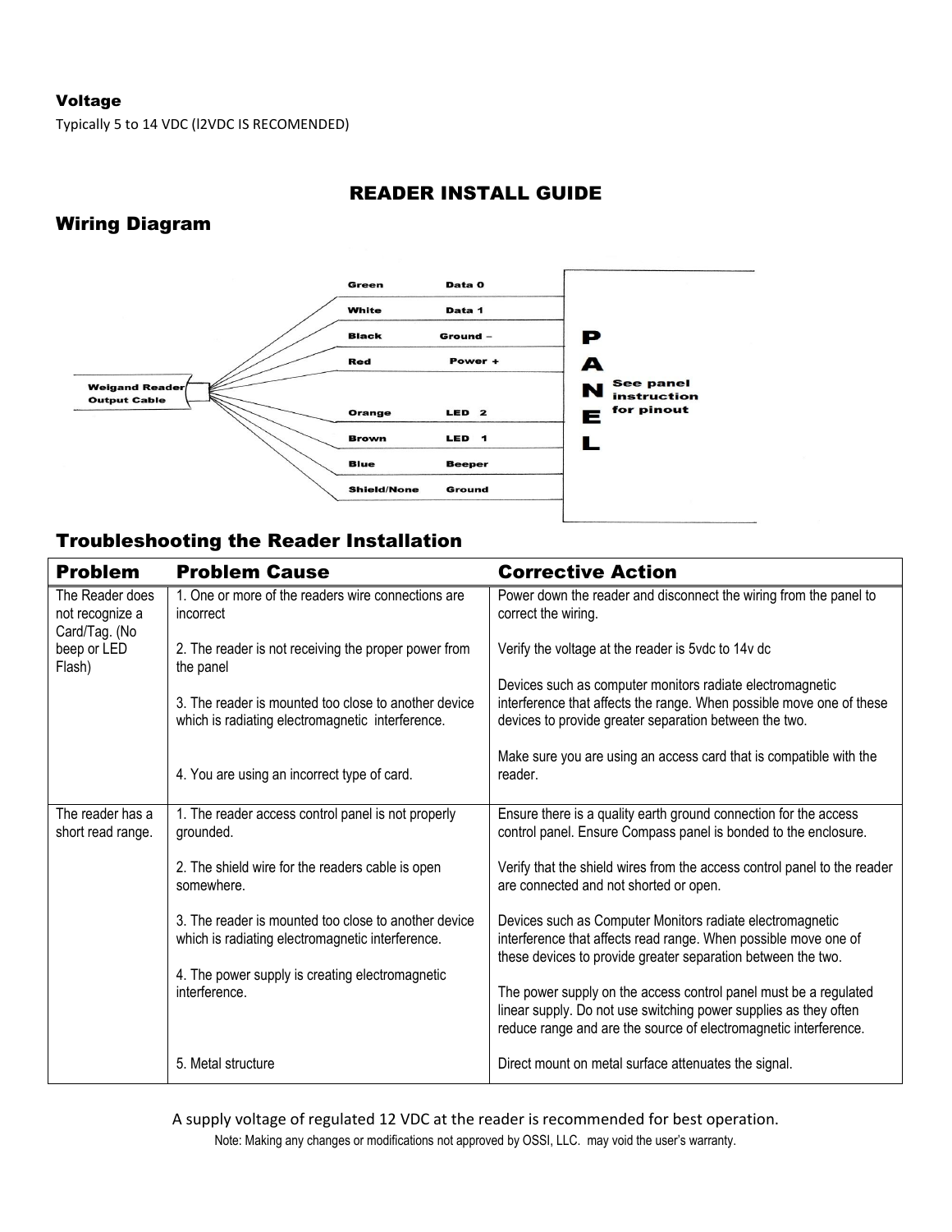**Voltage**

Typically 5 to 14 VDC (l2VDC IS RECOMENDED)

## READER INSTALL GUIDE

## Wiring Diagram

Weigand Reader Output Cable

Green Data 0

White Data 1

Black Ground –

Red Power +

Orange LED 2

Brown LED 1

Blue Beeper

Shield/None Ground

PANEL

See panel instruction for pinout

## Troubleshooting the Reader Installation

| Problem | Problem Cause | Corrective Action |
|---|---|---|
| The Reader does not recognize a Card/Tag. (No beep or LED Flash) | 1. One or more of the readers wire connections are incorrect<br><br>2. The reader is not receiving the proper power from the panel<br><br>3. The reader is mounted too close to another device which is radiating electromagnetic interference.<br><br>4. You are using an incorrect type of card. | Power down the reader and disconnect the wiring from the panel to correct the wiring.<br><br>Verify the voltage at the reader is 5vdc to 14v dc<br><br>Devices such as computer monitors radiate electromagnetic interference that affects the range. When possible move one of these devices to provide greater separation between the two.<br><br>Make sure you are using an access card that is compatible with the reader. |
| The reader has a short read range. | 1. The reader access control panel is not properly grounded.<br><br>2. The shield wire for the readers cable is open somewhere.<br><br>3. The reader is mounted too close to another device which is radiating electromagnetic interference.<br><br>4. The power supply is creating electromagnetic interference.<br><br>5. Metal structure | Ensure there is a quality earth ground connection for the access control panel. Ensure Compass panel is bonded to the enclosure.<br><br>Verify that the shield wires from the access control panel to the reader are connected and not shorted or open.<br><br>Devices such as Computer Monitors radiate electromagnetic interference that affects read range. When possible move one of these devices to provide greater separation between the two.<br><br>The power supply on the access control panel must be a regulated linear supply. Do not use switching power supplies as they often reduce range and are the source of electromagnetic interference.<br><br>Direct mount on metal surface attenuates the signal. |

A supply voltage of regulated 12 VDC at the reader is recommended for best operation.

Note: Making any changes or modifications not approved by OSSI, LLC. may void the user's warranty.